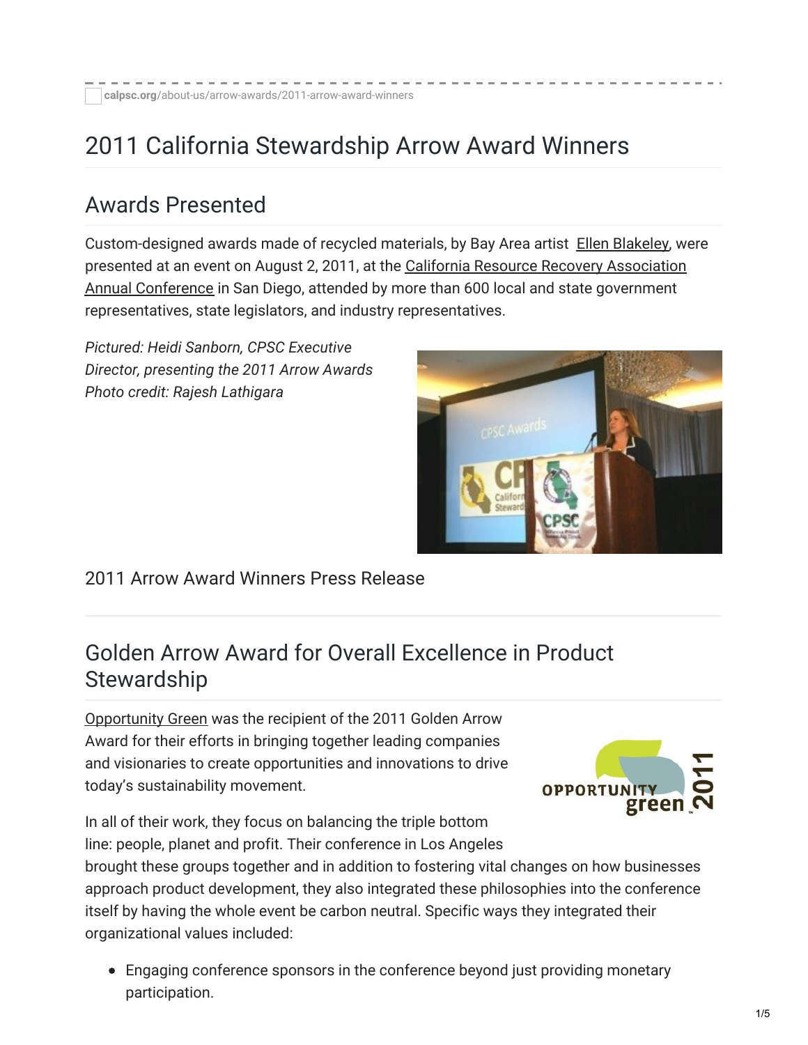calpsc.org/about-us/arrow-awards/2011-arrow-award-winners

# 2011 California Stewardship Arrow Award Winners

## Awards Presented

Custom-designed awards made of recycled materials, by Bay Area artist Ellen Blakeley, were presented at an event on August 2, 2011, at the California Resource Recovery Association Annual Conference in San Diego, attended by more than 600 local and state government representatives, state legislators, and industry representatives.

*Pictured: Heidi Sanborn, CPSC Executive Director, presenting the 2011 Arrow Awards*
*Photo credit: Rajesh Lathigara*

2011 Arrow Award Winners Press Release

## Golden Arrow Award for Overall Excellence in Product Stewardship

Opportunity Green was the recipient of the 2011 Golden Arrow Award for their efforts in bringing together leading companies and visionaries to create opportunities and innovations to drive today's sustainability movement.

In all of their work, they focus on balancing the triple bottom line: people, planet and profit. Their conference in Los Angeles brought these groups together and in addition to fostering vital changes on how businesses approach product development, they also integrated these philosophies into the conference itself by having the whole event be carbon neutral. Specific ways they integrated their organizational values included:

- Engaging conference sponsors in the conference beyond just providing monetary participation.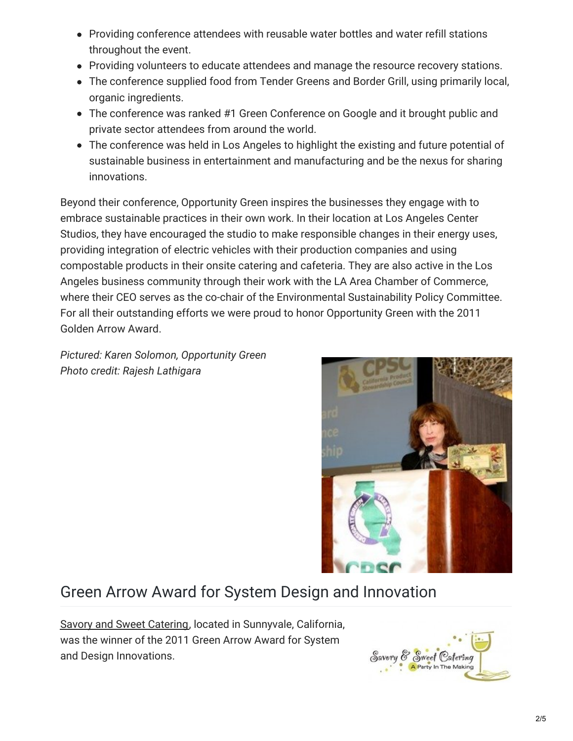- Providing conference attendees with reusable water bottles and water refill stations throughout the event.
- Providing volunteers to educate attendees and manage the resource recovery stations.
- The conference supplied food from Tender Greens and Border Grill, using primarily local, organic ingredients.
- The conference was ranked #1 Green Conference on Google and it brought public and private sector attendees from around the world.
- The conference was held in Los Angeles to highlight the existing and future potential of sustainable business in entertainment and manufacturing and be the nexus for sharing innovations.

Beyond their conference, Opportunity Green inspires the businesses they engage with to embrace sustainable practices in their own work. In their location at Los Angeles Center Studios, they have encouraged the studio to make responsible changes in their energy uses, providing integration of electric vehicles with their production companies and using compostable products in their onsite catering and cafeteria. They are also active in the Los Angeles business community through their work with the LA Area Chamber of Commerce, where their CEO serves as the co-chair of the Environmental Sustainability Policy Committee. For all their outstanding efforts we were proud to honor Opportunity Green with the 2011 Golden Arrow Award.

*Pictured: Karen Solomon, Opportunity Green*
*Photo credit: Rajesh Lathigara*

## Green Arrow Award for System Design and Innovation

Savory and Sweet Catering, located in Sunnyvale, California, was the winner of the 2011 Green Arrow Award for System and Design Innovations.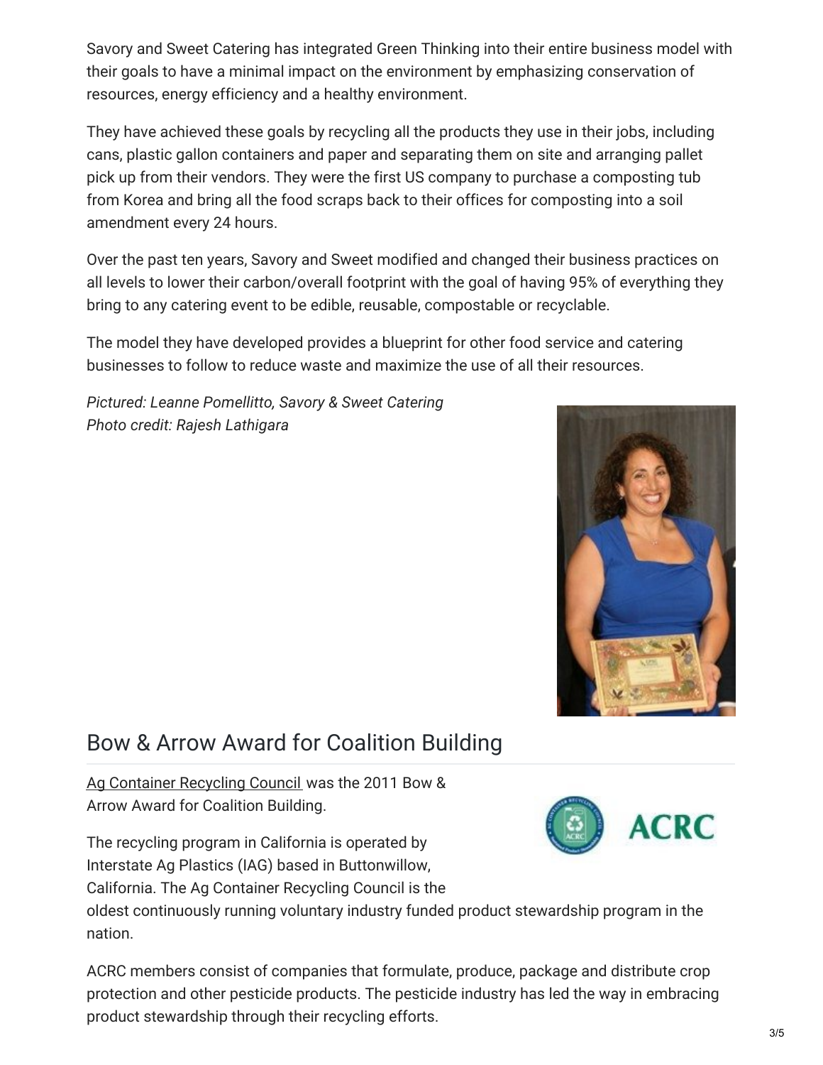Savory and Sweet Catering has integrated Green Thinking into their entire business model with their goals to have a minimal impact on the environment by emphasizing conservation of resources, energy efficiency and a healthy environment.

They have achieved these goals by recycling all the products they use in their jobs, including cans, plastic gallon containers and paper and separating them on site and arranging pallet pick up from their vendors. They were the first US company to purchase a composting tub from Korea and bring all the food scraps back to their offices for composting into a soil amendment every 24 hours.

Over the past ten years, Savory and Sweet modified and changed their business practices on all levels to lower their carbon/overall footprint with the goal of having 95% of everything they bring to any catering event to be edible, reusable, compostable or recyclable.

The model they have developed provides a blueprint for other food service and catering businesses to follow to reduce waste and maximize the use of all their resources.

*Pictured: Leanne Pomellitto, Savory & Sweet Catering*
*Photo credit: Rajesh Lathigara*

## Bow & Arrow Award for Coalition Building

Ag Container Recycling Council was the 2011 Bow & Arrow Award for Coalition Building.

The recycling program in California is operated by Interstate Ag Plastics (IAG) based in Buttonwillow, California. The Ag Container Recycling Council is the oldest continuously running voluntary industry funded product stewardship program in the nation.

ACRC members consist of companies that formulate, produce, package and distribute crop protection and other pesticide products. The pesticide industry has led the way in embracing product stewardship through their recycling efforts.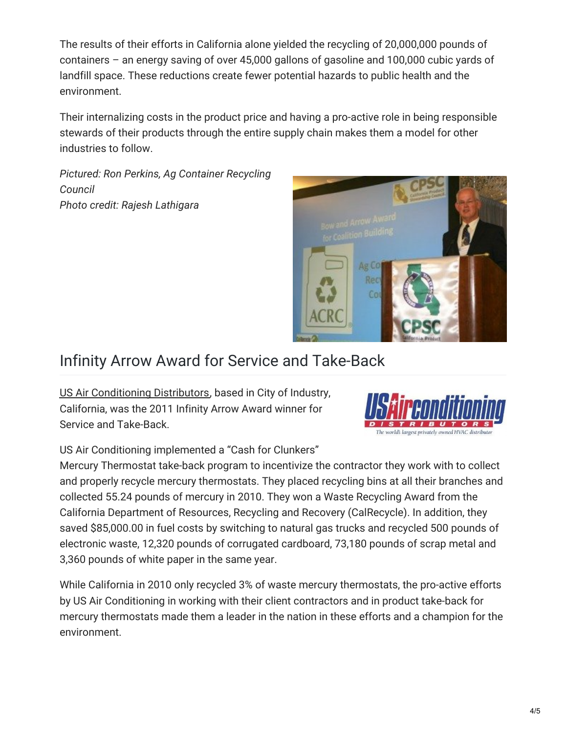The results of their efforts in California alone yielded the recycling of 20,000,000 pounds of containers – an energy saving of over 45,000 gallons of gasoline and 100,000 cubic yards of landfill space. These reductions create fewer potential hazards to public health and the environment.

Their internalizing costs in the product price and having a pro-active role in being responsible stewards of their products through the entire supply chain makes them a model for other industries to follow.

*Pictured: Ron Perkins, Ag Container Recycling Council*
*Photo credit: Rajesh Lathigara*

## Infinity Arrow Award for Service and Take-Back

US Air Conditioning Distributors, based in City of Industry, California, was the 2011 Infinity Arrow Award winner for Service and Take-Back.

US Air Conditioning implemented a "Cash for Clunkers" Mercury Thermostat take-back program to incentivize the contractor they work with to collect and properly recycle mercury thermostats. They placed recycling bins at all their branches and collected 55.24 pounds of mercury in 2010. They won a Waste Recycling Award from the California Department of Resources, Recycling and Recovery (CalRecycle). In addition, they saved $85,000.00 in fuel costs by switching to natural gas trucks and recycled 500 pounds of electronic waste, 12,320 pounds of corrugated cardboard, 73,180 pounds of scrap metal and 3,360 pounds of white paper in the same year.

While California in 2010 only recycled 3% of waste mercury thermostats, the pro-active efforts by US Air Conditioning in working with their client contractors and in product take-back for mercury thermostats made them a leader in the nation in these efforts and a champion for the environment.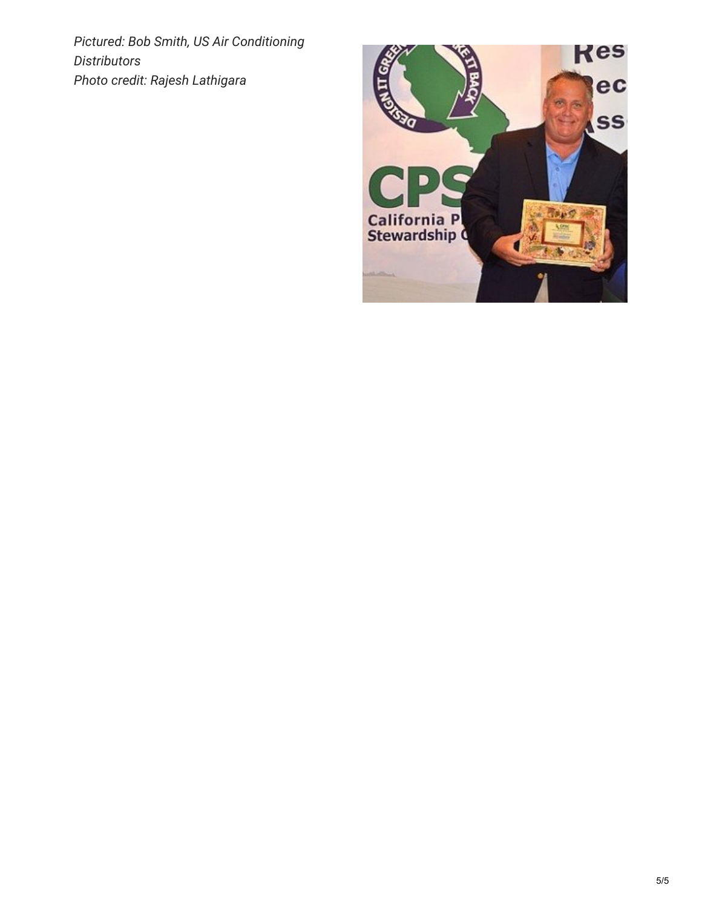*Pictured: Bob Smith, US Air Conditioning Distributors*
*Photo credit: Rajesh Lathigara*